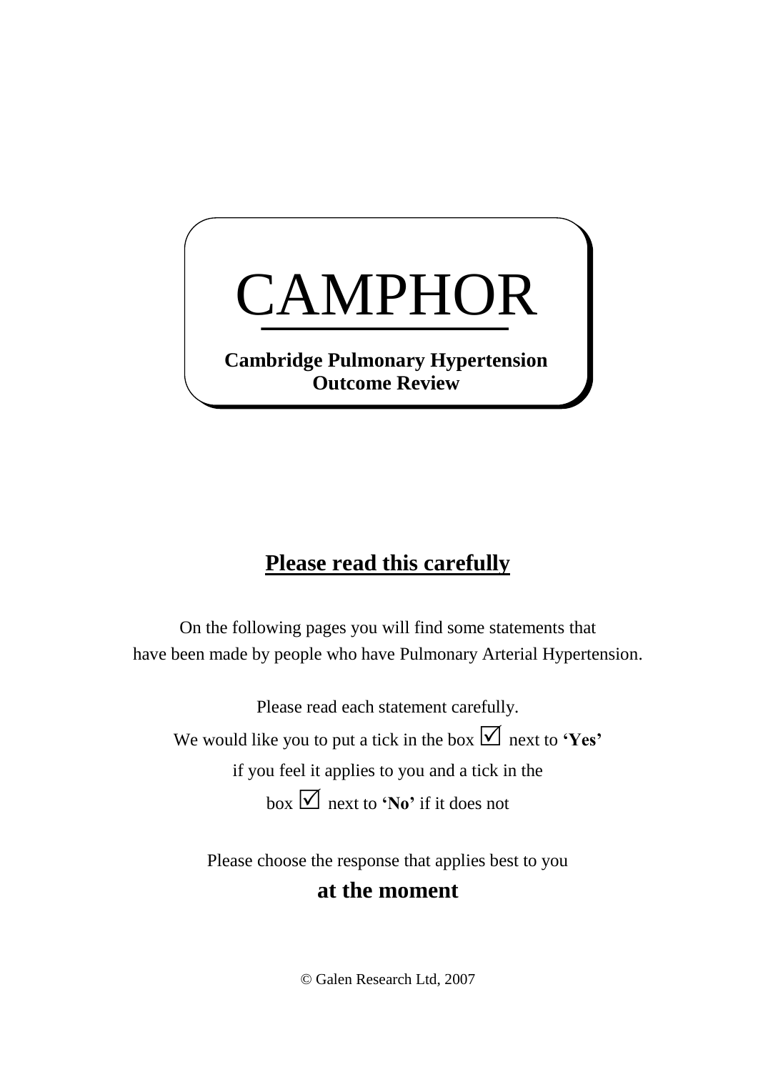# CAMPHOR

**Cambridge Pulmonary Hypertension Outcome Review**

## Please read this carefully

On the following pages you will find some statements that have been made by people who have Pulmonary Arterial Hypertension.

Please read each statement carefully.
We would like you to put a tick in the box ☑ next to **'Yes'** if you feel it applies to you and a tick in the box ☑ next to **'No'** if it does not

Please choose the response that applies best to you
**at the moment**

© Galen Research Ltd, 2007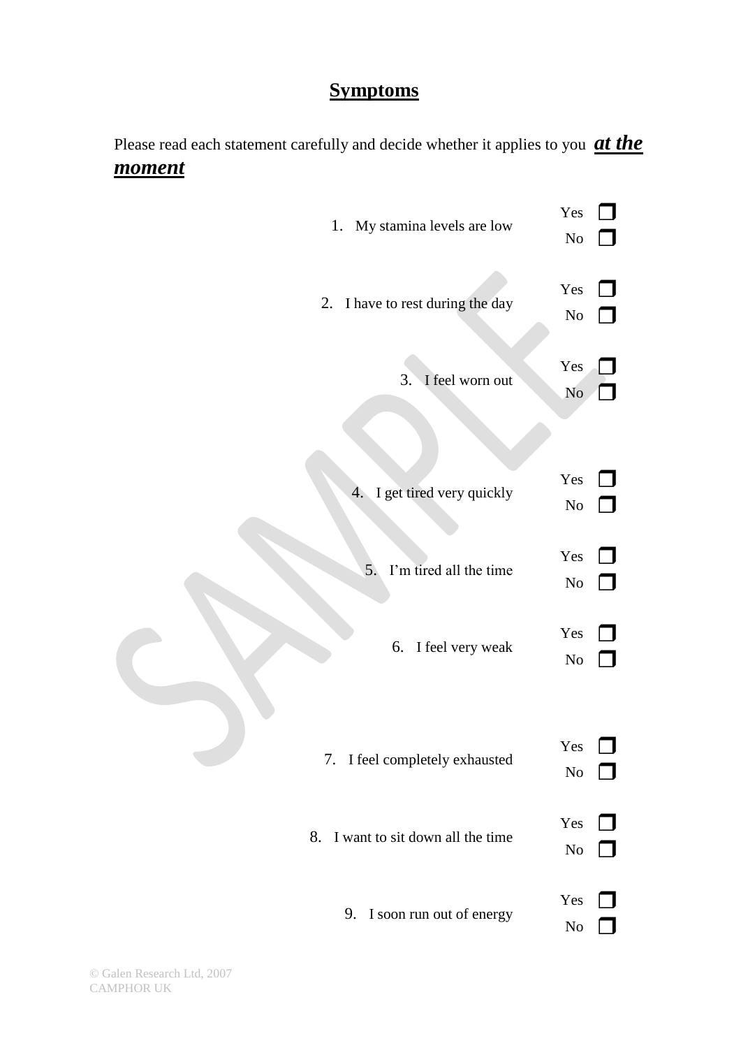# Symptoms

Please read each statement carefully and decide whether it applies to you ***at the moment***

1. My stamina levels are low — Yes ☐ No ☐
2. I have to rest during the day — Yes ☐ No ☐
3. I feel worn out — Yes ☐ No ☐
4. I get tired very quickly — Yes ☐ No ☐
5. I'm tired all the time — Yes ☐ No ☐
6. I feel very weak — Yes ☐ No ☐
7. I feel completely exhausted — Yes ☐ No ☐
8. I want to sit down all the time — Yes ☐ No ☐
9. I soon run out of energy — Yes ☐ No ☐

© Galen Research Ltd, 2007
CAMPHOR UK